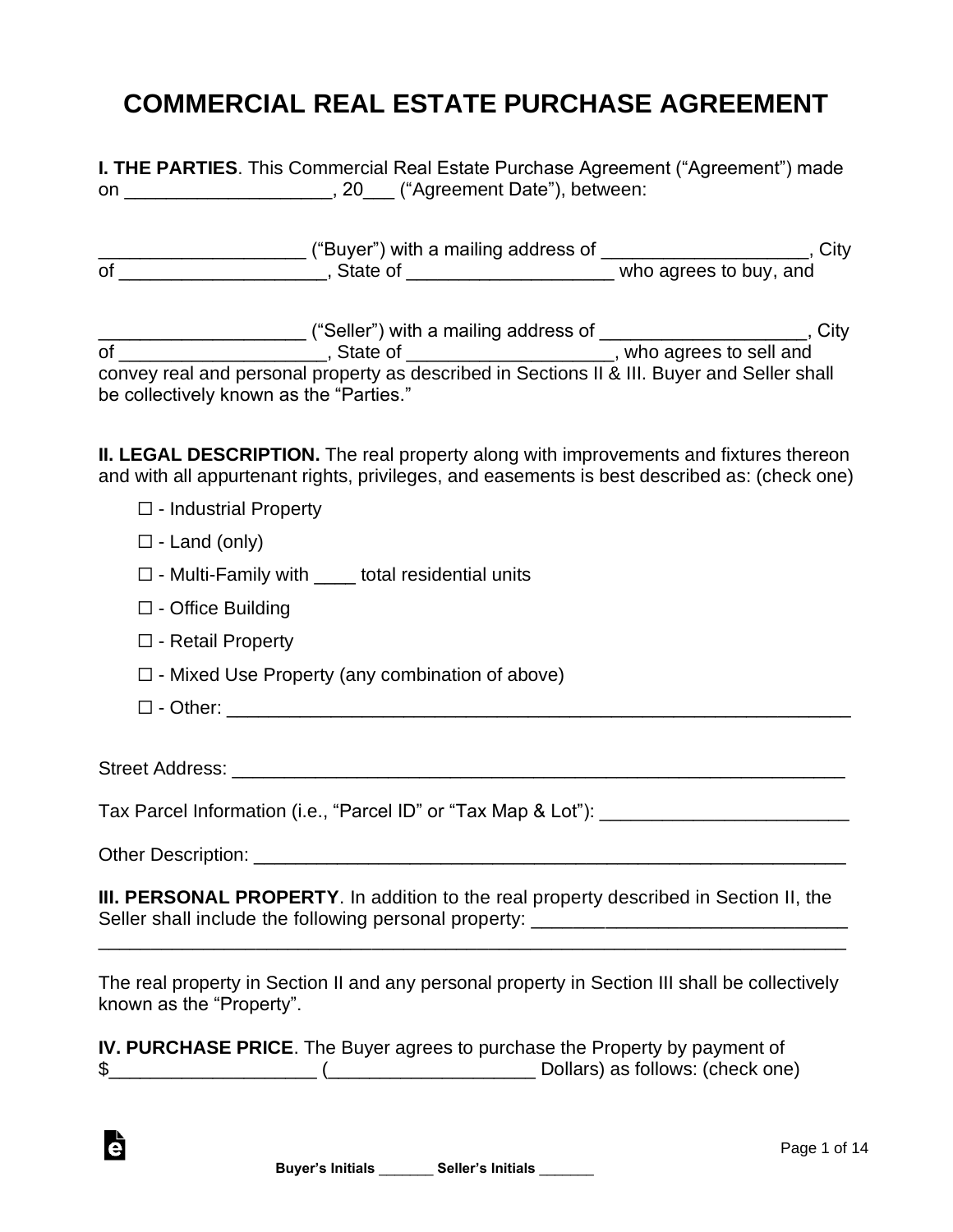# COMMERCIAL REAL ESTATE PURCHASE AGREEMENT

**I. THE PARTIES**. This Commercial Real Estate Purchase Agreement ("Agreement") made on ____________________, 20___ ("Agreement Date"), between:

____________________ ("Buyer") with a mailing address of ____________________, City of ____________________, State of ____________________ who agrees to buy, and

____________________ ("Seller") with a mailing address of ____________________, City of ____________________, State of ____________________, who agrees to sell and convey real and personal property as described in Sections II & III. Buyer and Seller shall be collectively known as the "Parties."

**II. LEGAL DESCRIPTION.** The real property along with improvements and fixtures thereon and with all appurtenant rights, privileges, and easements is best described as: (check one)

☐ - Industrial Property

☐ - Land (only)

☐ - Multi-Family with ____ total residential units

☐ - Office Building

☐ - Retail Property

☐ - Mixed Use Property (any combination of above)

☐ - Other: ______________________________________________________________

Street Address: ______________________________________________________________

Tax Parcel Information (i.e., "Parcel ID" or "Tax Map & Lot"): ________________________

Other Description: ____________________________________________________________

**III. PERSONAL PROPERTY**. In addition to the real property described in Section II, the Seller shall include the following personal property: ______________________________
______________________________________________________________________________

The real property in Section II and any personal property in Section III shall be collectively known as the "Property".

**IV. PURCHASE PRICE**. The Buyer agrees to purchase the Property by payment of $____________________ (____________________ Dollars) as follows: (check one)

**Buyer's Initials** _______ **Seller's Initials** _______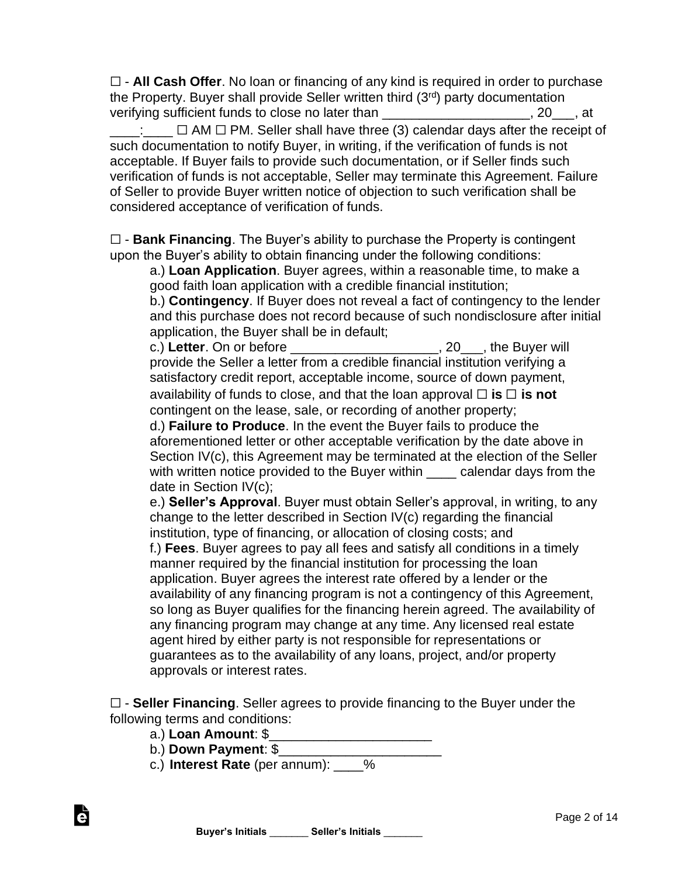☐ - **All Cash Offer**. No loan or financing of any kind is required in order to purchase the Property. Buyer shall provide Seller written third (3rd) party documentation verifying sufficient funds to close no later than ____________________, 20___, at ____:____ ☐ AM ☐ PM. Seller shall have three (3) calendar days after the receipt of such documentation to notify Buyer, in writing, if the verification of funds is not acceptable. If Buyer fails to provide such documentation, or if Seller finds such verification of funds is not acceptable, Seller may terminate this Agreement. Failure of Seller to provide Buyer written notice of objection to such verification shall be considered acceptance of verification of funds.

☐ - **Bank Financing**. The Buyer's ability to purchase the Property is contingent upon the Buyer's ability to obtain financing under the following conditions:

a.) **Loan Application**. Buyer agrees, within a reasonable time, to make a good faith loan application with a credible financial institution;

b.) **Contingency**. If Buyer does not reveal a fact of contingency to the lender and this purchase does not record because of such nondisclosure after initial application, the Buyer shall be in default;

c.) **Letter**. On or before ____________________, 20___, the Buyer will provide the Seller a letter from a credible financial institution verifying a satisfactory credit report, acceptable income, source of down payment, availability of funds to close, and that the loan approval ☐ **is** ☐ **is not** contingent on the lease, sale, or recording of another property;

d.) **Failure to Produce**. In the event the Buyer fails to produce the aforementioned letter or other acceptable verification by the date above in Section IV(c), this Agreement may be terminated at the election of the Seller with written notice provided to the Buyer within ____ calendar days from the date in Section IV(c);

e.) **Seller's Approval**. Buyer must obtain Seller's approval, in writing, to any change to the letter described in Section IV(c) regarding the financial institution, type of financing, or allocation of closing costs; and

f.) **Fees**. Buyer agrees to pay all fees and satisfy all conditions in a timely manner required by the financial institution for processing the loan application. Buyer agrees the interest rate offered by a lender or the availability of any financing program is not a contingency of this Agreement, so long as Buyer qualifies for the financing herein agreed. The availability of any financing program may change at any time. Any licensed real estate agent hired by either party is not responsible for representations or guarantees as to the availability of any loans, project, and/or property approvals or interest rates.

☐ - **Seller Financing**. Seller agrees to provide financing to the Buyer under the following terms and conditions:

a.) **Loan Amount**: $______________________

b.) **Down Payment**: $______________________

c.) **Interest Rate** (per annum): ____%

**Buyer's Initials** _______ **Seller's Initials** _______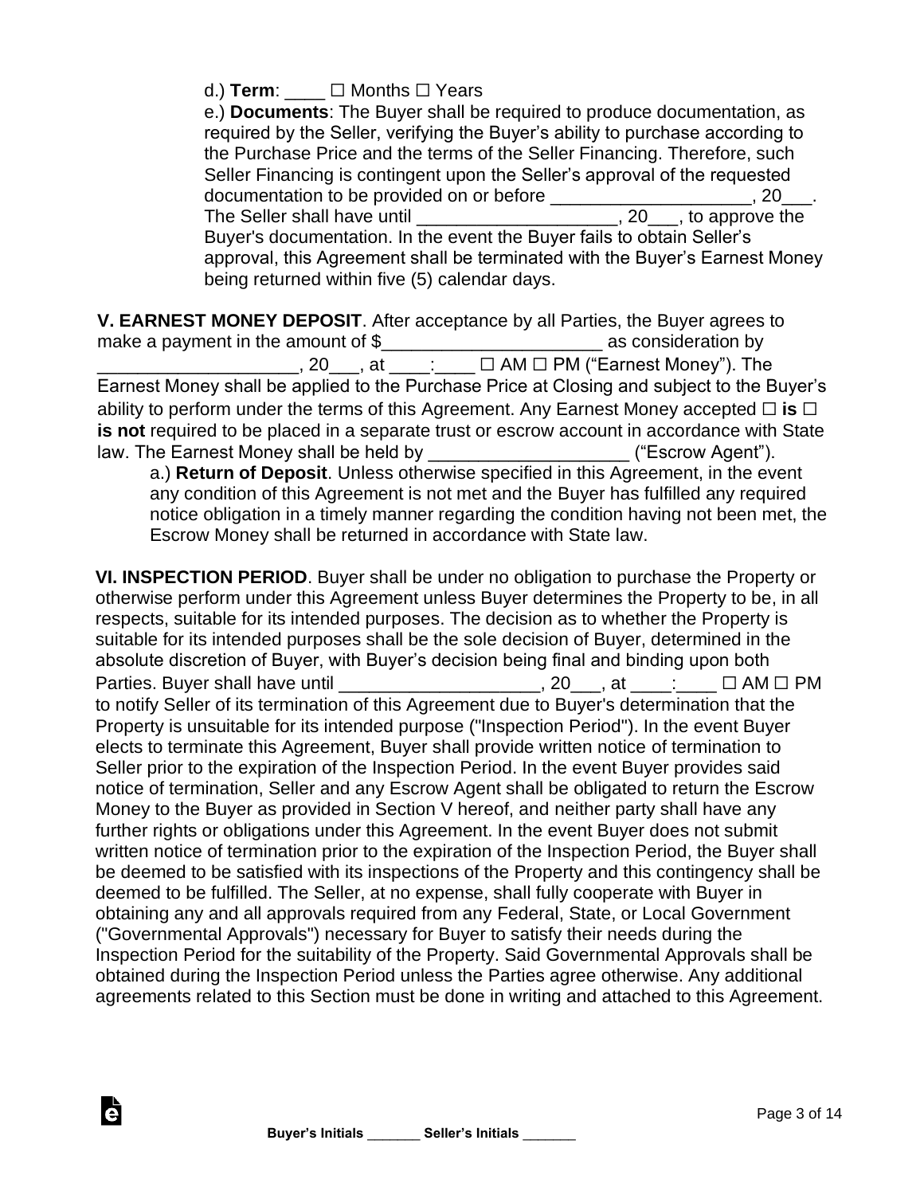d.) **Term**: ____ ☐ Months ☐ Years

e.) **Documents**: The Buyer shall be required to produce documentation, as required by the Seller, verifying the Buyer's ability to purchase according to the Purchase Price and the terms of the Seller Financing. Therefore, such Seller Financing is contingent upon the Seller's approval of the requested documentation to be provided on or before ____________________, 20___. The Seller shall have until ____________________, 20___, to approve the Buyer's documentation. In the event the Buyer fails to obtain Seller's approval, this Agreement shall be terminated with the Buyer's Earnest Money being returned within five (5) calendar days.

**V. EARNEST MONEY DEPOSIT**. After acceptance by all Parties, the Buyer agrees to make a payment in the amount of $______________________ as consideration by ____________________, 20___, at ____:____ ☐ AM ☐ PM ("Earnest Money"). The Earnest Money shall be applied to the Purchase Price at Closing and subject to the Buyer's ability to perform under the terms of this Agreement. Any Earnest Money accepted ☐ **is** ☐ **is not** required to be placed in a separate trust or escrow account in accordance with State law. The Earnest Money shall be held by ____________________ ("Escrow Agent").

a.) **Return of Deposit**. Unless otherwise specified in this Agreement, in the event any condition of this Agreement is not met and the Buyer has fulfilled any required notice obligation in a timely manner regarding the condition having not been met, the Escrow Money shall be returned in accordance with State law.

**VI. INSPECTION PERIOD**. Buyer shall be under no obligation to purchase the Property or otherwise perform under this Agreement unless Buyer determines the Property to be, in all respects, suitable for its intended purposes. The decision as to whether the Property is suitable for its intended purposes shall be the sole decision of Buyer, determined in the absolute discretion of Buyer, with Buyer's decision being final and binding upon both Parties. Buyer shall have until ____________________, 20___, at ____:____ ☐ AM ☐ PM to notify Seller of its termination of this Agreement due to Buyer's determination that the Property is unsuitable for its intended purpose ("Inspection Period"). In the event Buyer elects to terminate this Agreement, Buyer shall provide written notice of termination to Seller prior to the expiration of the Inspection Period. In the event Buyer provides said notice of termination, Seller and any Escrow Agent shall be obligated to return the Escrow Money to the Buyer as provided in Section V hereof, and neither party shall have any further rights or obligations under this Agreement. In the event Buyer does not submit written notice of termination prior to the expiration of the Inspection Period, the Buyer shall be deemed to be satisfied with its inspections of the Property and this contingency shall be deemed to be fulfilled. The Seller, at no expense, shall fully cooperate with Buyer in obtaining any and all approvals required from any Federal, State, or Local Government ("Governmental Approvals") necessary for Buyer to satisfy their needs during the Inspection Period for the suitability of the Property. Said Governmental Approvals shall be obtained during the Inspection Period unless the Parties agree otherwise. Any additional agreements related to this Section must be done in writing and attached to this Agreement.

**Buyer's Initials** _______ **Seller's Initials** _______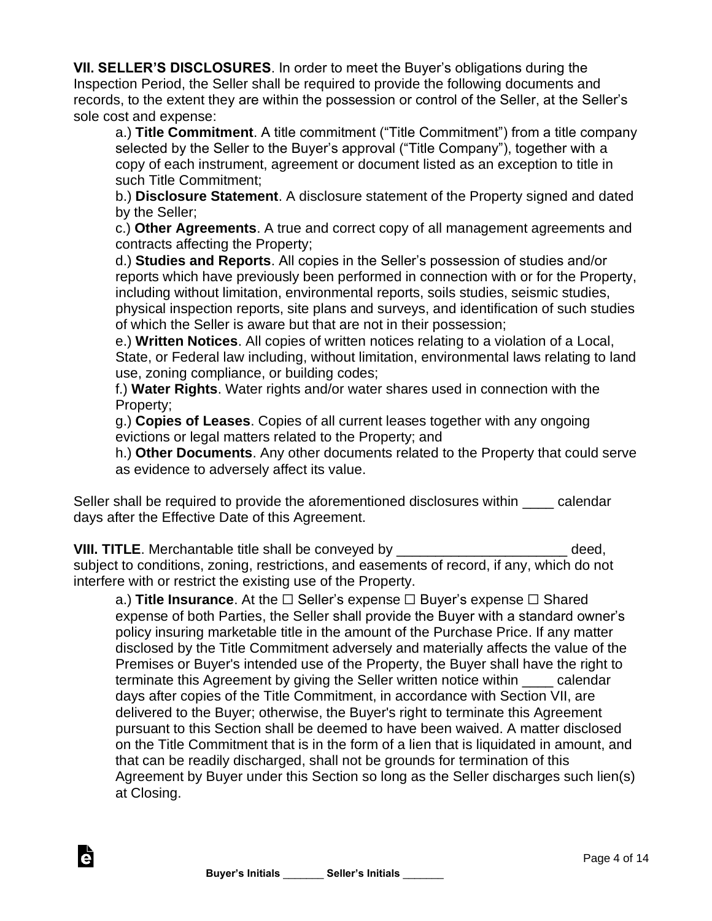**VII. SELLER'S DISCLOSURES**. In order to meet the Buyer's obligations during the Inspection Period, the Seller shall be required to provide the following documents and records, to the extent they are within the possession or control of the Seller, at the Seller's sole cost and expense:

a.) **Title Commitment**. A title commitment ("Title Commitment") from a title company selected by the Seller to the Buyer's approval ("Title Company"), together with a copy of each instrument, agreement or document listed as an exception to title in such Title Commitment;

b.) **Disclosure Statement**. A disclosure statement of the Property signed and dated by the Seller;

c.) **Other Agreements**. A true and correct copy of all management agreements and contracts affecting the Property;

d.) **Studies and Reports**. All copies in the Seller's possession of studies and/or reports which have previously been performed in connection with or for the Property, including without limitation, environmental reports, soils studies, seismic studies, physical inspection reports, site plans and surveys, and identification of such studies of which the Seller is aware but that are not in their possession;

e.) **Written Notices**. All copies of written notices relating to a violation of a Local, State, or Federal law including, without limitation, environmental laws relating to land use, zoning compliance, or building codes;

f.) **Water Rights**. Water rights and/or water shares used in connection with the Property;

g.) **Copies of Leases**. Copies of all current leases together with any ongoing evictions or legal matters related to the Property; and

h.) **Other Documents**. Any other documents related to the Property that could serve as evidence to adversely affect its value.

Seller shall be required to provide the aforementioned disclosures within ____ calendar days after the Effective Date of this Agreement.

**VIII. TITLE**. Merchantable title shall be conveyed by ______________________ deed, subject to conditions, zoning, restrictions, and easements of record, if any, which do not interfere with or restrict the existing use of the Property.

a.) **Title Insurance**. At the ☐ Seller's expense ☐ Buyer's expense ☐ Shared expense of both Parties, the Seller shall provide the Buyer with a standard owner's policy insuring marketable title in the amount of the Purchase Price. If any matter disclosed by the Title Commitment adversely and materially affects the value of the Premises or Buyer's intended use of the Property, the Buyer shall have the right to terminate this Agreement by giving the Seller written notice within ____ calendar days after copies of the Title Commitment, in accordance with Section VII, are delivered to the Buyer; otherwise, the Buyer's right to terminate this Agreement pursuant to this Section shall be deemed to have been waived. A matter disclosed on the Title Commitment that is in the form of a lien that is liquidated in amount, and that can be readily discharged, shall not be grounds for termination of this Agreement by Buyer under this Section so long as the Seller discharges such lien(s) at Closing.

**Buyer's Initials** _______ **Seller's Initials** _______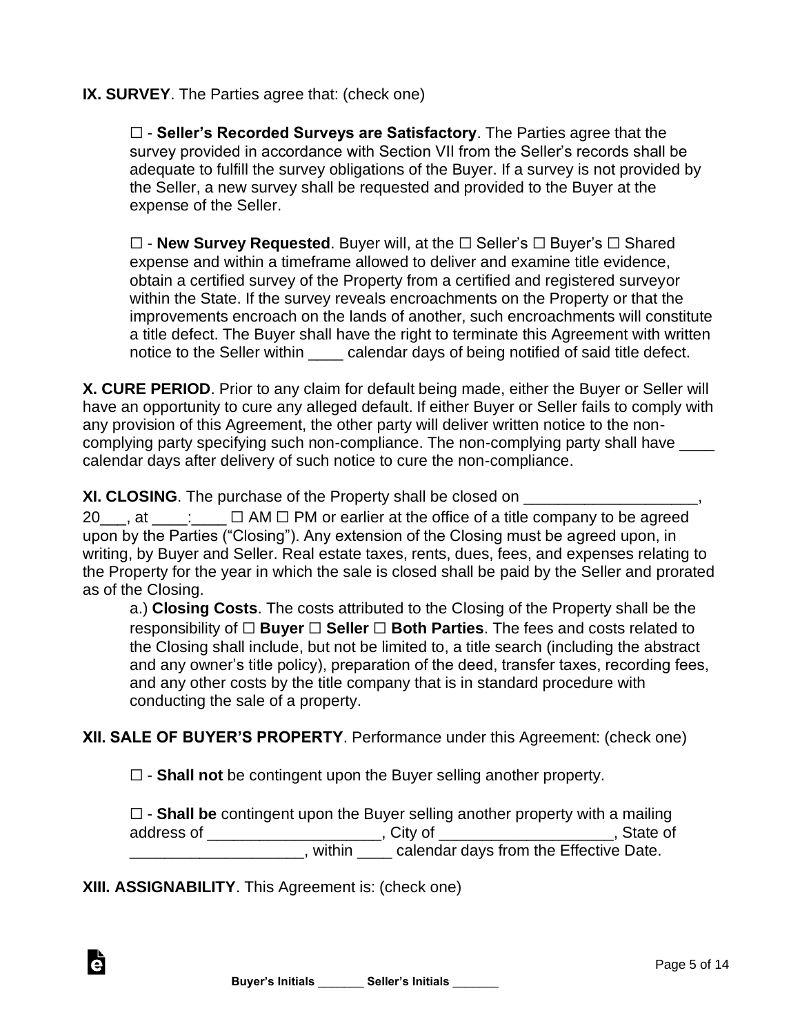**IX. SURVEY**. The Parties agree that: (check one)

☐ - **Seller's Recorded Surveys are Satisfactory**. The Parties agree that the survey provided in accordance with Section VII from the Seller's records shall be adequate to fulfill the survey obligations of the Buyer. If a survey is not provided by the Seller, a new survey shall be requested and provided to the Buyer at the expense of the Seller.

☐ - **New Survey Requested**. Buyer will, at the ☐ Seller's ☐ Buyer's ☐ Shared expense and within a timeframe allowed to deliver and examine title evidence, obtain a certified survey of the Property from a certified and registered surveyor within the State. If the survey reveals encroachments on the Property or that the improvements encroach on the lands of another, such encroachments will constitute a title defect. The Buyer shall have the right to terminate this Agreement with written notice to the Seller within ____ calendar days of being notified of said title defect.

**X. CURE PERIOD**. Prior to any claim for default being made, either the Buyer or Seller will have an opportunity to cure any alleged default. If either Buyer or Seller fails to comply with any provision of this Agreement, the other party will deliver written notice to the non-complying party specifying such non-compliance. The non-complying party shall have ____ calendar days after delivery of such notice to cure the non-compliance.

**XI. CLOSING**. The purchase of the Property shall be closed on ____________________, 20___, at ____:____ ☐ AM ☐ PM or earlier at the office of a title company to be agreed upon by the Parties ("Closing"). Any extension of the Closing must be agreed upon, in writing, by Buyer and Seller. Real estate taxes, rents, dues, fees, and expenses relating to the Property for the year in which the sale is closed shall be paid by the Seller and prorated as of the Closing.

a.) **Closing Costs**. The costs attributed to the Closing of the Property shall be the responsibility of ☐ **Buyer** ☐ **Seller** ☐ **Both Parties**. The fees and costs related to the Closing shall include, but not be limited to, a title search (including the abstract and any owner's title policy), preparation of the deed, transfer taxes, recording fees, and any other costs by the title company that is in standard procedure with conducting the sale of a property.

**XII. SALE OF BUYER'S PROPERTY**. Performance under this Agreement: (check one)

☐ - **Shall not** be contingent upon the Buyer selling another property.

☐ - **Shall be** contingent upon the Buyer selling another property with a mailing address of ____________________, City of ____________________, State of ____________________, within ____ calendar days from the Effective Date.

**XIII. ASSIGNABILITY**. This Agreement is: (check one)

Buyer's Initials _______ Seller's Initials _______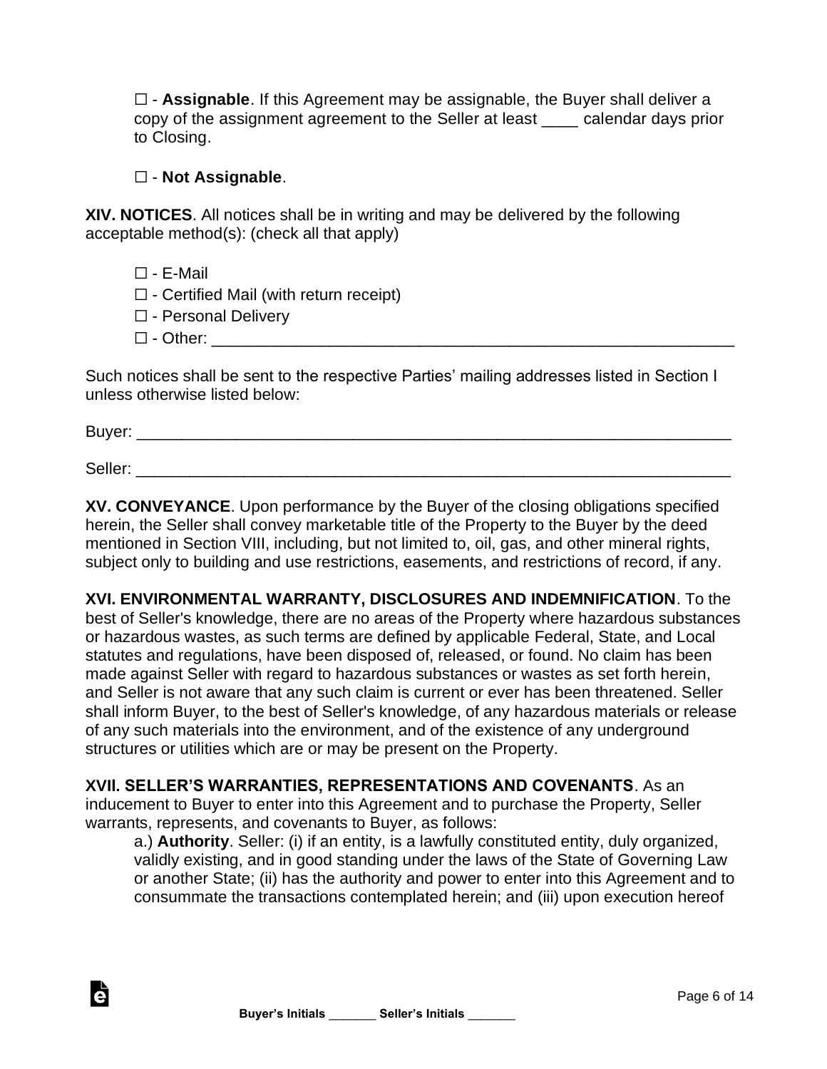☐ - **Assignable**. If this Agreement may be assignable, the Buyer shall deliver a copy of the assignment agreement to the Seller at least ____ calendar days prior to Closing.

☐ - **Not Assignable**.

**XIV. NOTICES**. All notices shall be in writing and may be delivered by the following acceptable method(s): (check all that apply)

☐ - E-Mail
☐ - Certified Mail (with return receipt)
☐ - Personal Delivery
☐ - Other: ____________________________________________________________

Such notices shall be sent to the respective Parties' mailing addresses listed in Section I unless otherwise listed below:

Buyer: ____________________________________________________________________

Seller: ____________________________________________________________________

**XV. CONVEYANCE**. Upon performance by the Buyer of the closing obligations specified herein, the Seller shall convey marketable title of the Property to the Buyer by the deed mentioned in Section VIII, including, but not limited to, oil, gas, and other mineral rights, subject only to building and use restrictions, easements, and restrictions of record, if any.

**XVI. ENVIRONMENTAL WARRANTY, DISCLOSURES AND INDEMNIFICATION**. To the best of Seller's knowledge, there are no areas of the Property where hazardous substances or hazardous wastes, as such terms are defined by applicable Federal, State, and Local statutes and regulations, have been disposed of, released, or found. No claim has been made against Seller with regard to hazardous substances or wastes as set forth herein, and Seller is not aware that any such claim is current or ever has been threatened. Seller shall inform Buyer, to the best of Seller's knowledge, of any hazardous materials or release of any such materials into the environment, and of the existence of any underground structures or utilities which are or may be present on the Property.

**XVII. SELLER'S WARRANTIES, REPRESENTATIONS AND COVENANTS**. As an inducement to Buyer to enter into this Agreement and to purchase the Property, Seller warrants, represents, and covenants to Buyer, as follows:

a.) **Authority**. Seller: (i) if an entity, is a lawfully constituted entity, duly organized, validly existing, and in good standing under the laws of the State of Governing Law or another State; (ii) has the authority and power to enter into this Agreement and to consummate the transactions contemplated herein; and (iii) upon execution hereof

**Buyer's Initials** _______ **Seller's Initials** _______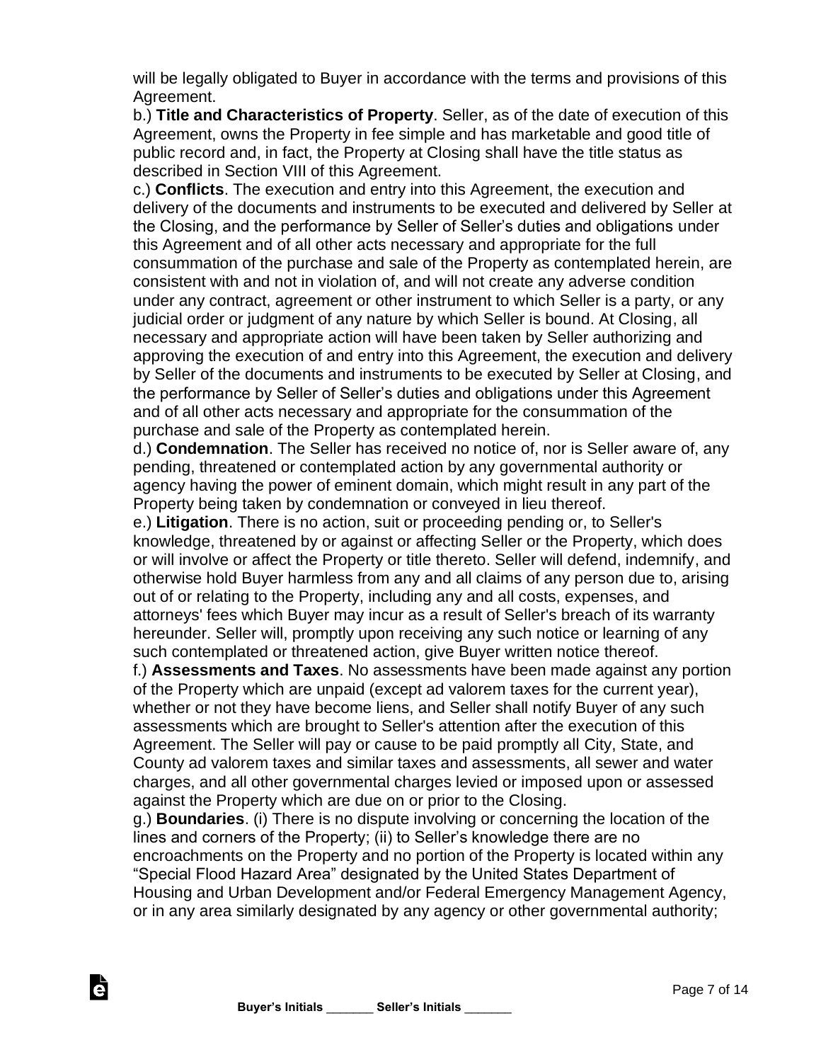will be legally obligated to Buyer in accordance with the terms and provisions of this Agreement.

b.) **Title and Characteristics of Property**. Seller, as of the date of execution of this Agreement, owns the Property in fee simple and has marketable and good title of public record and, in fact, the Property at Closing shall have the title status as described in Section VIII of this Agreement.

c.) **Conflicts**. The execution and entry into this Agreement, the execution and delivery of the documents and instruments to be executed and delivered by Seller at the Closing, and the performance by Seller of Seller's duties and obligations under this Agreement and of all other acts necessary and appropriate for the full consummation of the purchase and sale of the Property as contemplated herein, are consistent with and not in violation of, and will not create any adverse condition under any contract, agreement or other instrument to which Seller is a party, or any judicial order or judgment of any nature by which Seller is bound. At Closing, all necessary and appropriate action will have been taken by Seller authorizing and approving the execution of and entry into this Agreement, the execution and delivery by Seller of the documents and instruments to be executed by Seller at Closing, and the performance by Seller of Seller's duties and obligations under this Agreement and of all other acts necessary and appropriate for the consummation of the purchase and sale of the Property as contemplated herein.

d.) **Condemnation**. The Seller has received no notice of, nor is Seller aware of, any pending, threatened or contemplated action by any governmental authority or agency having the power of eminent domain, which might result in any part of the Property being taken by condemnation or conveyed in lieu thereof.

e.) **Litigation**. There is no action, suit or proceeding pending or, to Seller's knowledge, threatened by or against or affecting Seller or the Property, which does or will involve or affect the Property or title thereto. Seller will defend, indemnify, and otherwise hold Buyer harmless from any and all claims of any person due to, arising out of or relating to the Property, including any and all costs, expenses, and attorneys' fees which Buyer may incur as a result of Seller's breach of its warranty hereunder. Seller will, promptly upon receiving any such notice or learning of any such contemplated or threatened action, give Buyer written notice thereof.

f.) **Assessments and Taxes**. No assessments have been made against any portion of the Property which are unpaid (except ad valorem taxes for the current year), whether or not they have become liens, and Seller shall notify Buyer of any such assessments which are brought to Seller's attention after the execution of this Agreement. The Seller will pay or cause to be paid promptly all City, State, and County ad valorem taxes and similar taxes and assessments, all sewer and water charges, and all other governmental charges levied or imposed upon or assessed against the Property which are due on or prior to the Closing.

g.) **Boundaries**. (i) There is no dispute involving or concerning the location of the lines and corners of the Property; (ii) to Seller's knowledge there are no encroachments on the Property and no portion of the Property is located within any "Special Flood Hazard Area" designated by the United States Department of Housing and Urban Development and/or Federal Emergency Management Agency, or in any area similarly designated by any agency or other governmental authority;

**Buyer's Initials _______ Seller's Initials _______**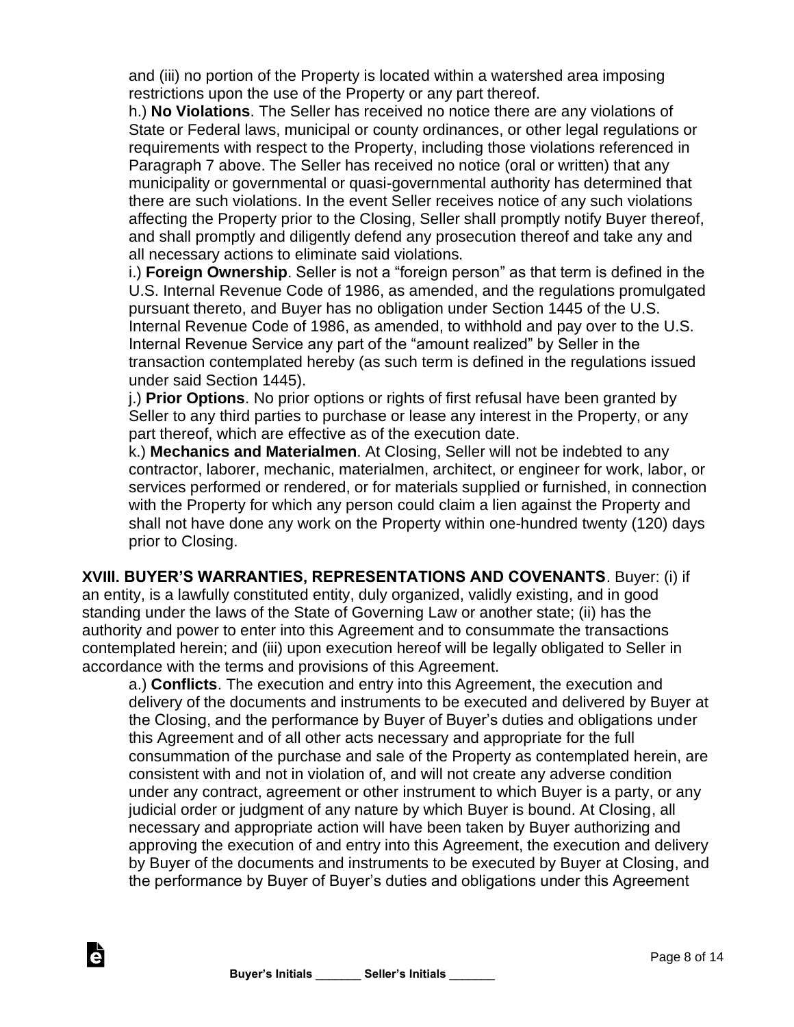and (iii) no portion of the Property is located within a watershed area imposing restrictions upon the use of the Property or any part thereof.

h.) **No Violations**. The Seller has received no notice there are any violations of State or Federal laws, municipal or county ordinances, or other legal regulations or requirements with respect to the Property, including those violations referenced in Paragraph 7 above. The Seller has received no notice (oral or written) that any municipality or governmental or quasi-governmental authority has determined that there are such violations. In the event Seller receives notice of any such violations affecting the Property prior to the Closing, Seller shall promptly notify Buyer thereof, and shall promptly and diligently defend any prosecution thereof and take any and all necessary actions to eliminate said violations.

i.) **Foreign Ownership**. Seller is not a "foreign person" as that term is defined in the U.S. Internal Revenue Code of 1986, as amended, and the regulations promulgated pursuant thereto, and Buyer has no obligation under Section 1445 of the U.S. Internal Revenue Code of 1986, as amended, to withhold and pay over to the U.S. Internal Revenue Service any part of the "amount realized" by Seller in the transaction contemplated hereby (as such term is defined in the regulations issued under said Section 1445).

j.) **Prior Options**. No prior options or rights of first refusal have been granted by Seller to any third parties to purchase or lease any interest in the Property, or any part thereof, which are effective as of the execution date.

k.) **Mechanics and Materialmen**. At Closing, Seller will not be indebted to any contractor, laborer, mechanic, materialmen, architect, or engineer for work, labor, or services performed or rendered, or for materials supplied or furnished, in connection with the Property for which any person could claim a lien against the Property and shall not have done any work on the Property within one-hundred twenty (120) days prior to Closing.

**XVIII. BUYER'S WARRANTIES, REPRESENTATIONS AND COVENANTS**. Buyer: (i) if an entity, is a lawfully constituted entity, duly organized, validly existing, and in good standing under the laws of the State of Governing Law or another state; (ii) has the authority and power to enter into this Agreement and to consummate the transactions contemplated herein; and (iii) upon execution hereof will be legally obligated to Seller in accordance with the terms and provisions of this Agreement.

a.) **Conflicts**. The execution and entry into this Agreement, the execution and delivery of the documents and instruments to be executed and delivered by Buyer at the Closing, and the performance by Buyer of Buyer's duties and obligations under this Agreement and of all other acts necessary and appropriate for the full consummation of the purchase and sale of the Property as contemplated herein, are consistent with and not in violation of, and will not create any adverse condition under any contract, agreement or other instrument to which Buyer is a party, or any judicial order or judgment of any nature by which Buyer is bound. At Closing, all necessary and appropriate action will have been taken by Buyer authorizing and approving the execution of and entry into this Agreement, the execution and delivery by Buyer of the documents and instruments to be executed by Buyer at Closing, and the performance by Buyer of Buyer's duties and obligations under this Agreement

**Buyer's Initials** _______ **Seller's Initials** _______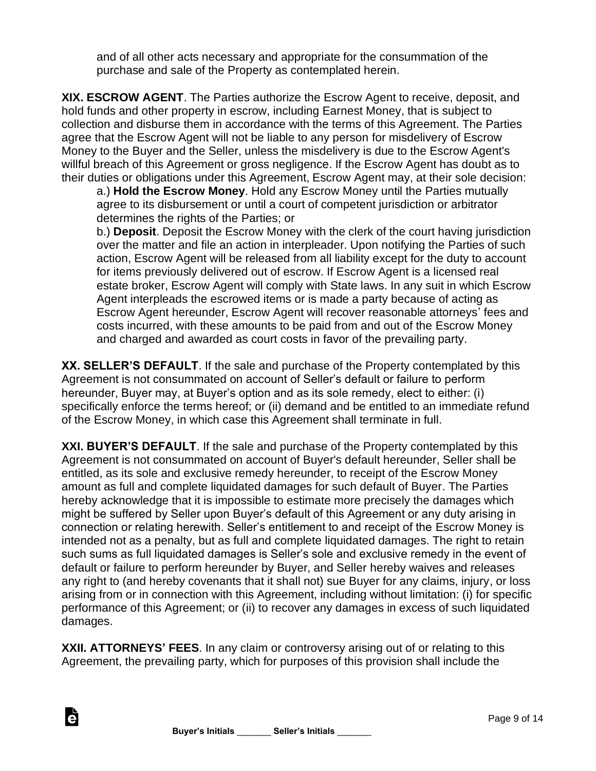and of all other acts necessary and appropriate for the consummation of the purchase and sale of the Property as contemplated herein.

**XIX. ESCROW AGENT**. The Parties authorize the Escrow Agent to receive, deposit, and hold funds and other property in escrow, including Earnest Money, that is subject to collection and disburse them in accordance with the terms of this Agreement. The Parties agree that the Escrow Agent will not be liable to any person for misdelivery of Escrow Money to the Buyer and the Seller, unless the misdelivery is due to the Escrow Agent's willful breach of this Agreement or gross negligence. If the Escrow Agent has doubt as to their duties or obligations under this Agreement, Escrow Agent may, at their sole decision:

a.) **Hold the Escrow Money**. Hold any Escrow Money until the Parties mutually agree to its disbursement or until a court of competent jurisdiction or arbitrator determines the rights of the Parties; or

b.) **Deposit**. Deposit the Escrow Money with the clerk of the court having jurisdiction over the matter and file an action in interpleader. Upon notifying the Parties of such action, Escrow Agent will be released from all liability except for the duty to account for items previously delivered out of escrow. If Escrow Agent is a licensed real estate broker, Escrow Agent will comply with State laws. In any suit in which Escrow Agent interpleads the escrowed items or is made a party because of acting as Escrow Agent hereunder, Escrow Agent will recover reasonable attorneys' fees and costs incurred, with these amounts to be paid from and out of the Escrow Money and charged and awarded as court costs in favor of the prevailing party.

**XX. SELLER'S DEFAULT**. If the sale and purchase of the Property contemplated by this Agreement is not consummated on account of Seller's default or failure to perform hereunder, Buyer may, at Buyer's option and as its sole remedy, elect to either: (i) specifically enforce the terms hereof; or (ii) demand and be entitled to an immediate refund of the Escrow Money, in which case this Agreement shall terminate in full.

**XXI. BUYER'S DEFAULT**. If the sale and purchase of the Property contemplated by this Agreement is not consummated on account of Buyer's default hereunder, Seller shall be entitled, as its sole and exclusive remedy hereunder, to receipt of the Escrow Money amount as full and complete liquidated damages for such default of Buyer. The Parties hereby acknowledge that it is impossible to estimate more precisely the damages which might be suffered by Seller upon Buyer's default of this Agreement or any duty arising in connection or relating herewith. Seller's entitlement to and receipt of the Escrow Money is intended not as a penalty, but as full and complete liquidated damages. The right to retain such sums as full liquidated damages is Seller's sole and exclusive remedy in the event of default or failure to perform hereunder by Buyer, and Seller hereby waives and releases any right to (and hereby covenants that it shall not) sue Buyer for any claims, injury, or loss arising from or in connection with this Agreement, including without limitation: (i) for specific performance of this Agreement; or (ii) to recover any damages in excess of such liquidated damages.

**XXII. ATTORNEYS' FEES**. In any claim or controversy arising out of or relating to this Agreement, the prevailing party, which for purposes of this provision shall include the

**Buyer's Initials _______ Seller's Initials _______**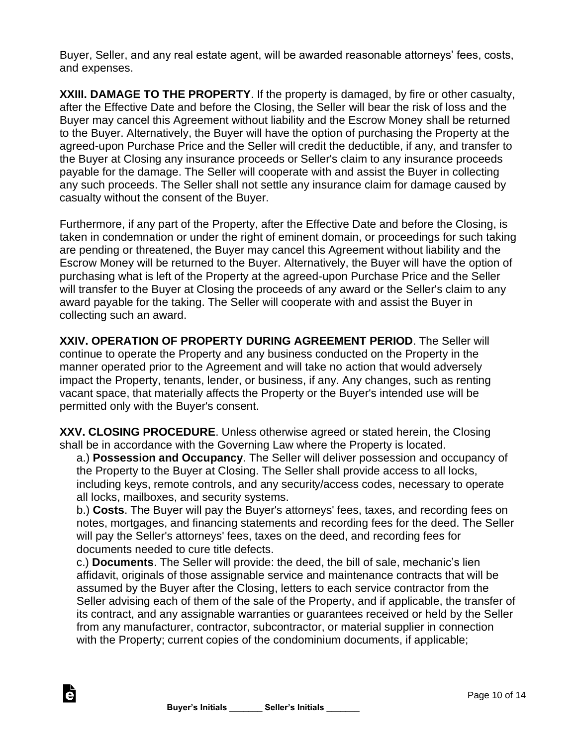Buyer, Seller, and any real estate agent, will be awarded reasonable attorneys' fees, costs, and expenses.

**XXIII. DAMAGE TO THE PROPERTY**. If the property is damaged, by fire or other casualty, after the Effective Date and before the Closing, the Seller will bear the risk of loss and the Buyer may cancel this Agreement without liability and the Escrow Money shall be returned to the Buyer. Alternatively, the Buyer will have the option of purchasing the Property at the agreed-upon Purchase Price and the Seller will credit the deductible, if any, and transfer to the Buyer at Closing any insurance proceeds or Seller's claim to any insurance proceeds payable for the damage. The Seller will cooperate with and assist the Buyer in collecting any such proceeds. The Seller shall not settle any insurance claim for damage caused by casualty without the consent of the Buyer.

Furthermore, if any part of the Property, after the Effective Date and before the Closing, is taken in condemnation or under the right of eminent domain, or proceedings for such taking are pending or threatened, the Buyer may cancel this Agreement without liability and the Escrow Money will be returned to the Buyer. Alternatively, the Buyer will have the option of purchasing what is left of the Property at the agreed-upon Purchase Price and the Seller will transfer to the Buyer at Closing the proceeds of any award or the Seller's claim to any award payable for the taking. The Seller will cooperate with and assist the Buyer in collecting such an award.

**XXIV. OPERATION OF PROPERTY DURING AGREEMENT PERIOD**. The Seller will continue to operate the Property and any business conducted on the Property in the manner operated prior to the Agreement and will take no action that would adversely impact the Property, tenants, lender, or business, if any. Any changes, such as renting vacant space, that materially affects the Property or the Buyer's intended use will be permitted only with the Buyer's consent.

**XXV. CLOSING PROCEDURE**. Unless otherwise agreed or stated herein, the Closing shall be in accordance with the Governing Law where the Property is located.

a.) **Possession and Occupancy**. The Seller will deliver possession and occupancy of the Property to the Buyer at Closing. The Seller shall provide access to all locks, including keys, remote controls, and any security/access codes, necessary to operate all locks, mailboxes, and security systems.

b.) **Costs**. The Buyer will pay the Buyer's attorneys' fees, taxes, and recording fees on notes, mortgages, and financing statements and recording fees for the deed. The Seller will pay the Seller's attorneys' fees, taxes on the deed, and recording fees for documents needed to cure title defects.

c.) **Documents**. The Seller will provide: the deed, the bill of sale, mechanic's lien affidavit, originals of those assignable service and maintenance contracts that will be assumed by the Buyer after the Closing, letters to each service contractor from the Seller advising each of them of the sale of the Property, and if applicable, the transfer of its contract, and any assignable warranties or guarantees received or held by the Seller from any manufacturer, contractor, subcontractor, or material supplier in connection with the Property; current copies of the condominium documents, if applicable;

Buyer's Initials _______ Seller's Initials _______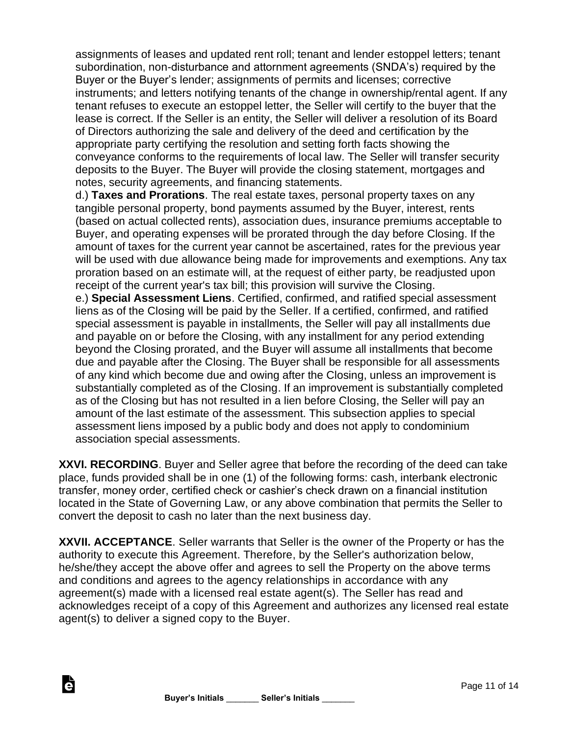assignments of leases and updated rent roll; tenant and lender estoppel letters; tenant subordination, non-disturbance and attornment agreements (SNDA's) required by the Buyer or the Buyer's lender; assignments of permits and licenses; corrective instruments; and letters notifying tenants of the change in ownership/rental agent. If any tenant refuses to execute an estoppel letter, the Seller will certify to the buyer that the lease is correct. If the Seller is an entity, the Seller will deliver a resolution of its Board of Directors authorizing the sale and delivery of the deed and certification by the appropriate party certifying the resolution and setting forth facts showing the conveyance conforms to the requirements of local law. The Seller will transfer security deposits to the Buyer. The Buyer will provide the closing statement, mortgages and notes, security agreements, and financing statements.

d.) **Taxes and Prorations**. The real estate taxes, personal property taxes on any tangible personal property, bond payments assumed by the Buyer, interest, rents (based on actual collected rents), association dues, insurance premiums acceptable to Buyer, and operating expenses will be prorated through the day before Closing. If the amount of taxes for the current year cannot be ascertained, rates for the previous year will be used with due allowance being made for improvements and exemptions. Any tax proration based on an estimate will, at the request of either party, be readjusted upon receipt of the current year's tax bill; this provision will survive the Closing.

e.) **Special Assessment Liens**. Certified, confirmed, and ratified special assessment liens as of the Closing will be paid by the Seller. If a certified, confirmed, and ratified special assessment is payable in installments, the Seller will pay all installments due and payable on or before the Closing, with any installment for any period extending beyond the Closing prorated, and the Buyer will assume all installments that become due and payable after the Closing. The Buyer shall be responsible for all assessments of any kind which become due and owing after the Closing, unless an improvement is substantially completed as of the Closing. If an improvement is substantially completed as of the Closing but has not resulted in a lien before Closing, the Seller will pay an amount of the last estimate of the assessment. This subsection applies to special assessment liens imposed by a public body and does not apply to condominium association special assessments.

**XXVI. RECORDING**. Buyer and Seller agree that before the recording of the deed can take place, funds provided shall be in one (1) of the following forms: cash, interbank electronic transfer, money order, certified check or cashier's check drawn on a financial institution located in the State of Governing Law, or any above combination that permits the Seller to convert the deposit to cash no later than the next business day.

**XXVII. ACCEPTANCE**. Seller warrants that Seller is the owner of the Property or has the authority to execute this Agreement. Therefore, by the Seller's authorization below, he/she/they accept the above offer and agrees to sell the Property on the above terms and conditions and agrees to the agency relationships in accordance with any agreement(s) made with a licensed real estate agent(s). The Seller has read and acknowledges receipt of a copy of this Agreement and authorizes any licensed real estate agent(s) to deliver a signed copy to the Buyer.

**Buyer's Initials** _______ **Seller's Initials** _______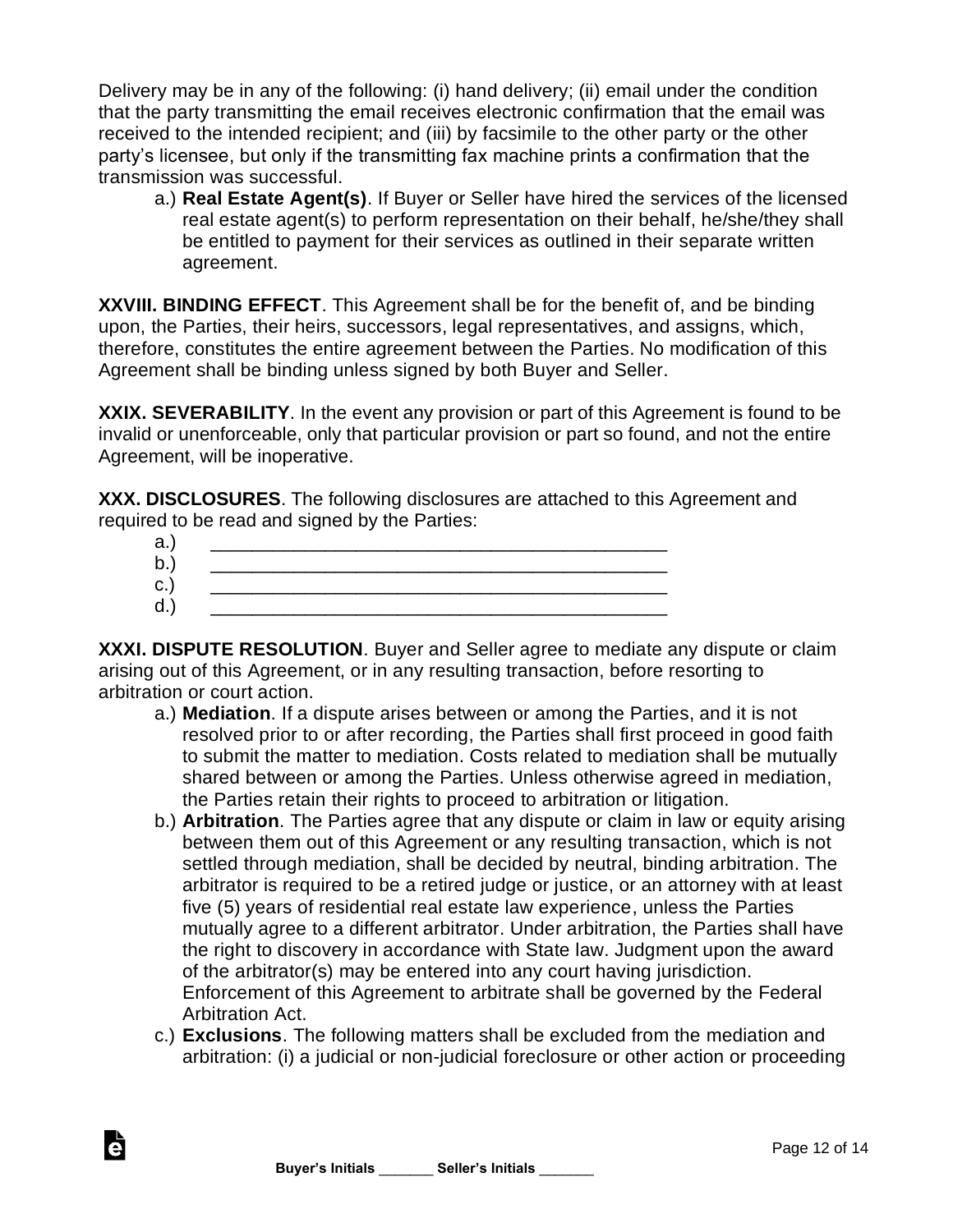Delivery may be in any of the following: (i) hand delivery; (ii) email under the condition that the party transmitting the email receives electronic confirmation that the email was received to the intended recipient; and (iii) by facsimile to the other party or the other party's licensee, but only if the transmitting fax machine prints a confirmation that the transmission was successful.

a.) **Real Estate Agent(s)**. If Buyer or Seller have hired the services of the licensed real estate agent(s) to perform representation on their behalf, he/she/they shall be entitled to payment for their services as outlined in their separate written agreement.

**XXVIII. BINDING EFFECT**. This Agreement shall be for the benefit of, and be binding upon, the Parties, their heirs, successors, legal representatives, and assigns, which, therefore, constitutes the entire agreement between the Parties. No modification of this Agreement shall be binding unless signed by both Buyer and Seller.

**XXIX. SEVERABILITY**. In the event any provision or part of this Agreement is found to be invalid or unenforceable, only that particular provision or part so found, and not the entire Agreement, will be inoperative.

**XXX. DISCLOSURES**. The following disclosures are attached to this Agreement and required to be read and signed by the Parties:

a.) ____________________________________________

b.) ____________________________________________

c.) ____________________________________________

d.) ____________________________________________

**XXXI. DISPUTE RESOLUTION**. Buyer and Seller agree to mediate any dispute or claim arising out of this Agreement, or in any resulting transaction, before resorting to arbitration or court action.

a.) **Mediation**. If a dispute arises between or among the Parties, and it is not resolved prior to or after recording, the Parties shall first proceed in good faith to submit the matter to mediation. Costs related to mediation shall be mutually shared between or among the Parties. Unless otherwise agreed in mediation, the Parties retain their rights to proceed to arbitration or litigation.

b.) **Arbitration**. The Parties agree that any dispute or claim in law or equity arising between them out of this Agreement or any resulting transaction, which is not settled through mediation, shall be decided by neutral, binding arbitration. The arbitrator is required to be a retired judge or justice, or an attorney with at least five (5) years of residential real estate law experience, unless the Parties mutually agree to a different arbitrator. Under arbitration, the Parties shall have the right to discovery in accordance with State law. Judgment upon the award of the arbitrator(s) may be entered into any court having jurisdiction. Enforcement of this Agreement to arbitrate shall be governed by the Federal Arbitration Act.

c.) **Exclusions**. The following matters shall be excluded from the mediation and arbitration: (i) a judicial or non-judicial foreclosure or other action or proceeding

Buyer's Initials _______ Seller's Initials _______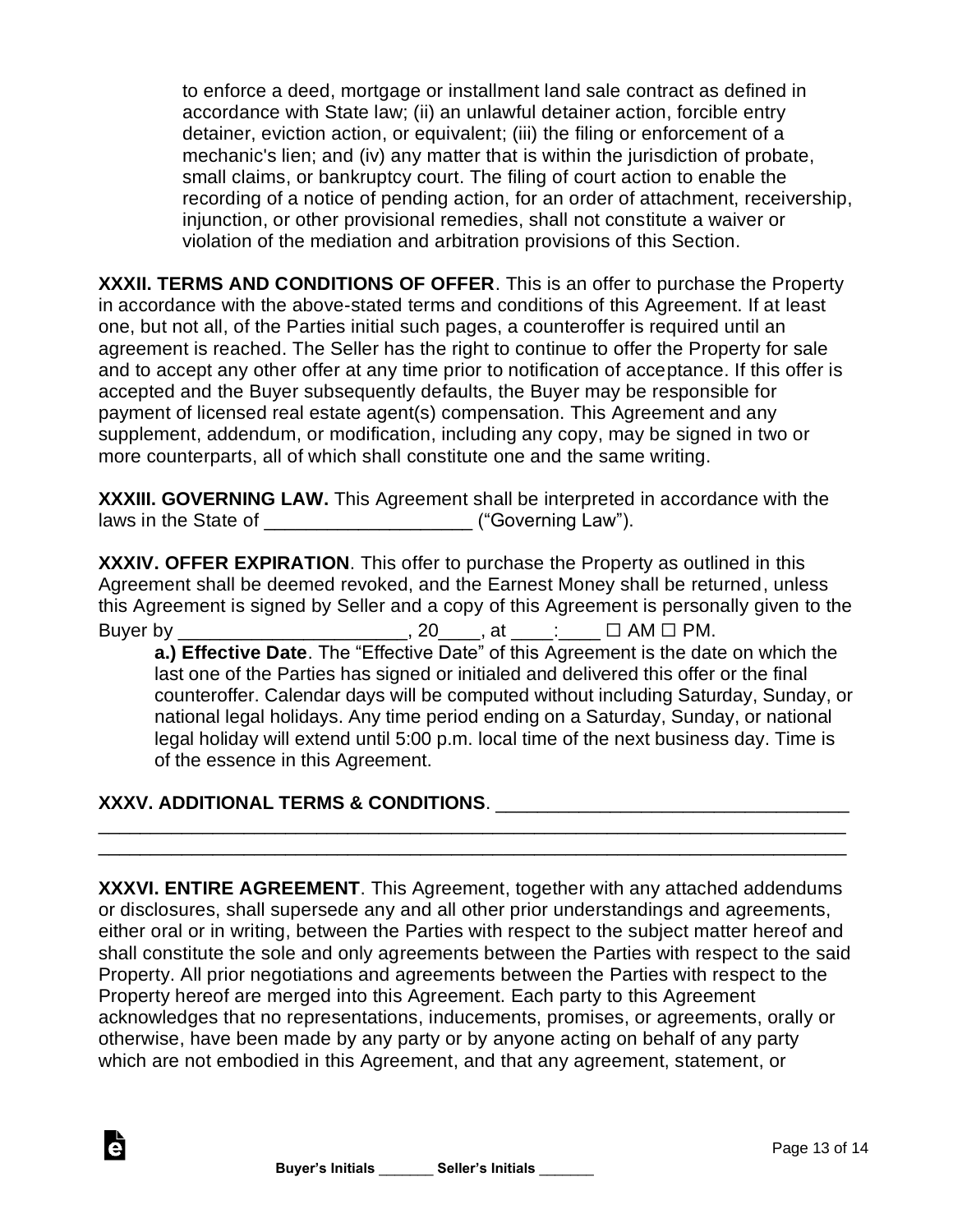to enforce a deed, mortgage or installment land sale contract as defined in accordance with State law; (ii) an unlawful detainer action, forcible entry detainer, eviction action, or equivalent; (iii) the filing or enforcement of a mechanic's lien; and (iv) any matter that is within the jurisdiction of probate, small claims, or bankruptcy court. The filing of court action to enable the recording of a notice of pending action, for an order of attachment, receivership, injunction, or other provisional remedies, shall not constitute a waiver or violation of the mediation and arbitration provisions of this Section.

**XXXII. TERMS AND CONDITIONS OF OFFER**. This is an offer to purchase the Property in accordance with the above-stated terms and conditions of this Agreement. If at least one, but not all, of the Parties initial such pages, a counteroffer is required until an agreement is reached. The Seller has the right to continue to offer the Property for sale and to accept any other offer at any time prior to notification of acceptance. If this offer is accepted and the Buyer subsequently defaults, the Buyer may be responsible for payment of licensed real estate agent(s) compensation. This Agreement and any supplement, addendum, or modification, including any copy, may be signed in two or more counterparts, all of which shall constitute one and the same writing.

**XXXIII. GOVERNING LAW.** This Agreement shall be interpreted in accordance with the laws in the State of ____________________ ("Governing Law").

**XXXIV. OFFER EXPIRATION**. This offer to purchase the Property as outlined in this Agreement shall be deemed revoked, and the Earnest Money shall be returned, unless this Agreement is signed by Seller and a copy of this Agreement is personally given to the Buyer by ______________________, 20____, at ____:____ ☐ AM ☐ PM.

**a.) Effective Date**. The "Effective Date" of this Agreement is the date on which the last one of the Parties has signed or initialed and delivered this offer or the final counteroffer. Calendar days will be computed without including Saturday, Sunday, or national legal holidays. Any time period ending on a Saturday, Sunday, or national legal holiday will extend until 5:00 p.m. local time of the next business day. Time is of the essence in this Agreement.

**XXXV. ADDITIONAL TERMS & CONDITIONS**. _________________________________
_____________________________________________________________________________
_____________________________________________________________________________

**XXXVI. ENTIRE AGREEMENT**. This Agreement, together with any attached addendums or disclosures, shall supersede any and all other prior understandings and agreements, either oral or in writing, between the Parties with respect to the subject matter hereof and shall constitute the sole and only agreements between the Parties with respect to the said Property. All prior negotiations and agreements between the Parties with respect to the Property hereof are merged into this Agreement. Each party to this Agreement acknowledges that no representations, inducements, promises, or agreements, orally or otherwise, have been made by any party or by anyone acting on behalf of any party which are not embodied in this Agreement, and that any agreement, statement, or

**Buyer's Initials** _______ **Seller's Initials** _______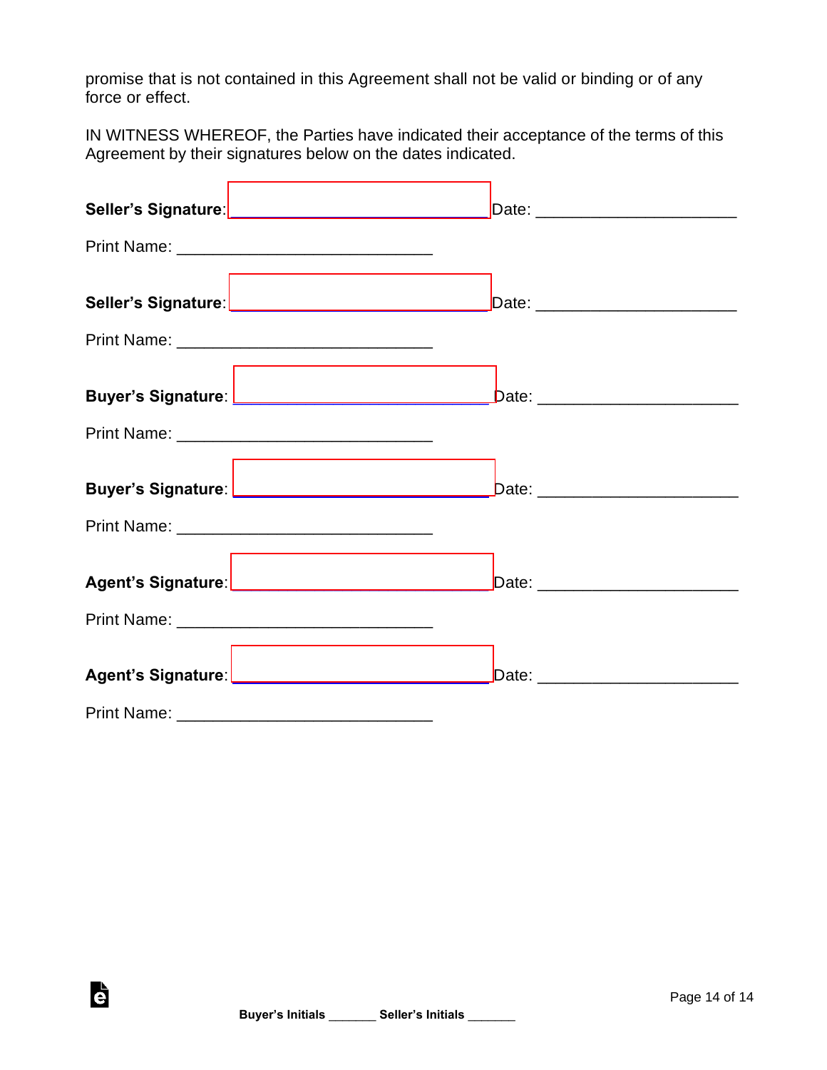promise that is not contained in this Agreement shall not be valid or binding or of any force or effect.

IN WITNESS WHEREOF, the Parties have indicated their acceptance of the terms of this Agreement by their signatures below on the dates indicated.

**Seller's Signature**: ______________________________ Date: ______________________

Print Name: _____________________________

**Seller's Signature**: ______________________________ Date: ______________________

Print Name: _____________________________

**Buyer's Signature**: ______________________________ Date: ______________________

Print Name: _____________________________

**Buyer's Signature**: ______________________________ Date: ______________________

Print Name: _____________________________

**Agent's Signature**: ______________________________ Date: ______________________

Print Name: _____________________________

**Agent's Signature**: ______________________________ Date: ______________________

Print Name: _____________________________

**Buyer's Initials** _______ **Seller's Initials** _______